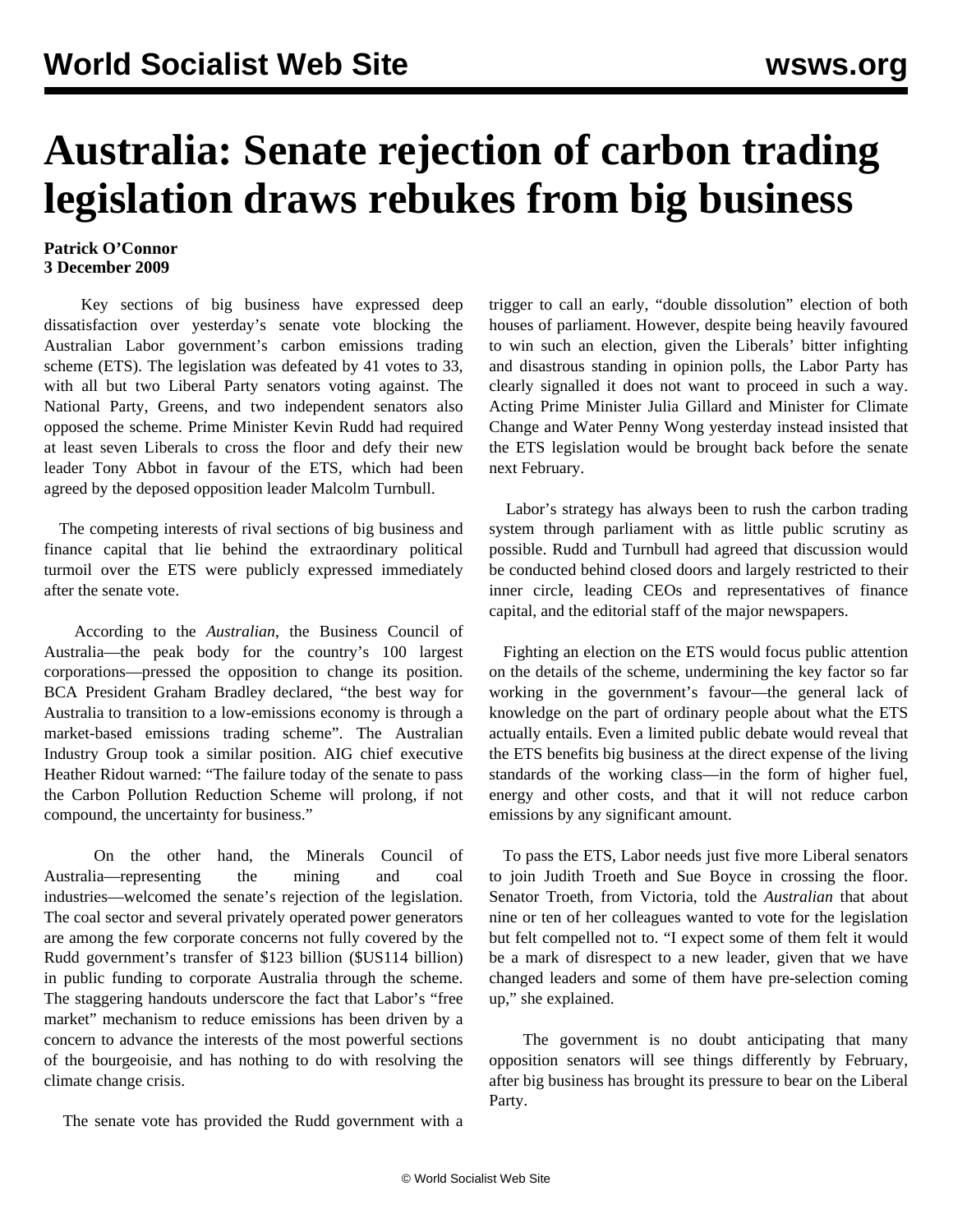# Australia: Senate rejection of carbon trading legislation draws rebukes from big business

**Patrick O'Connor**
**3 December 2009**

Key sections of big business have expressed deep dissatisfaction over yesterday's senate vote blocking the Australian Labor government's carbon emissions trading scheme (ETS). The legislation was defeated by 41 votes to 33, with all but two Liberal Party senators voting against. The National Party, Greens, and two independent senators also opposed the scheme. Prime Minister Kevin Rudd had required at least seven Liberals to cross the floor and defy their new leader Tony Abbot in favour of the ETS, which had been agreed by the deposed opposition leader Malcolm Turnbull.

The competing interests of rival sections of big business and finance capital that lie behind the extraordinary political turmoil over the ETS were publicly expressed immediately after the senate vote.

According to the *Australian*, the Business Council of Australia—the peak body for the country's 100 largest corporations—pressed the opposition to change its position. BCA President Graham Bradley declared, "the best way for Australia to transition to a low-emissions economy is through a market-based emissions trading scheme". The Australian Industry Group took a similar position. AIG chief executive Heather Ridout warned: "The failure today of the senate to pass the Carbon Pollution Reduction Scheme will prolong, if not compound, the uncertainty for business."

On the other hand, the Minerals Council of Australia—representing the mining and coal industries—welcomed the senate's rejection of the legislation. The coal sector and several privately operated power generators are among the few corporate concerns not fully covered by the Rudd government's transfer of $123 billion ($US114 billion) in public funding to corporate Australia through the scheme. The staggering handouts underscore the fact that Labor's "free market" mechanism to reduce emissions has been driven by a concern to advance the interests of the most powerful sections of the bourgeoisie, and has nothing to do with resolving the climate change crisis.

The senate vote has provided the Rudd government with a trigger to call an early, "double dissolution" election of both houses of parliament. However, despite being heavily favoured to win such an election, given the Liberals' bitter infighting and disastrous standing in opinion polls, the Labor Party has clearly signalled it does not want to proceed in such a way. Acting Prime Minister Julia Gillard and Minister for Climate Change and Water Penny Wong yesterday instead insisted that the ETS legislation would be brought back before the senate next February.

Labor's strategy has always been to rush the carbon trading system through parliament with as little public scrutiny as possible. Rudd and Turnbull had agreed that discussion would be conducted behind closed doors and largely restricted to their inner circle, leading CEOs and representatives of finance capital, and the editorial staff of the major newspapers.

Fighting an election on the ETS would focus public attention on the details of the scheme, undermining the key factor so far working in the government's favour—the general lack of knowledge on the part of ordinary people about what the ETS actually entails. Even a limited public debate would reveal that the ETS benefits big business at the direct expense of the living standards of the working class—in the form of higher fuel, energy and other costs, and that it will not reduce carbon emissions by any significant amount.

To pass the ETS, Labor needs just five more Liberal senators to join Judith Troeth and Sue Boyce in crossing the floor. Senator Troeth, from Victoria, told the *Australian* that about nine or ten of her colleagues wanted to vote for the legislation but felt compelled not to. "I expect some of them felt it would be a mark of disrespect to a new leader, given that we have changed leaders and some of them have pre-selection coming up," she explained.

The government is no doubt anticipating that many opposition senators will see things differently by February, after big business has brought its pressure to bear on the Liberal Party.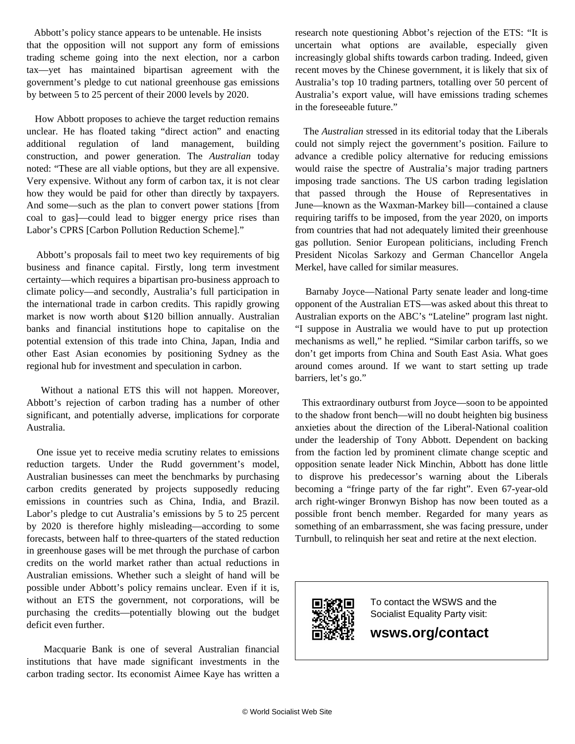Abbott's policy stance appears to be untenable. He insists that the opposition will not support any form of emissions trading scheme going into the next election, nor a carbon tax—yet has maintained bipartisan agreement with the government's pledge to cut national greenhouse gas emissions by between 5 to 25 percent of their 2000 levels by 2020.

How Abbott proposes to achieve the target reduction remains unclear. He has floated taking "direct action" and enacting additional regulation of land management, building construction, and power generation. The *Australian* today noted: "These are all viable options, but they are all expensive. Very expensive. Without any form of carbon tax, it is not clear how they would be paid for other than directly by taxpayers. And some—such as the plan to convert power stations [from coal to gas]—could lead to bigger energy price rises than Labor's CPRS [Carbon Pollution Reduction Scheme]."

Abbott's proposals fail to meet two key requirements of big business and finance capital. Firstly, long term investment certainty—which requires a bipartisan pro-business approach to climate policy—and secondly, Australia's full participation in the international trade in carbon credits. This rapidly growing market is now worth about $120 billion annually. Australian banks and financial institutions hope to capitalise on the potential extension of this trade into China, Japan, India and other East Asian economies by positioning Sydney as the regional hub for investment and speculation in carbon.

Without a national ETS this will not happen. Moreover, Abbott's rejection of carbon trading has a number of other significant, and potentially adverse, implications for corporate Australia.

One issue yet to receive media scrutiny relates to emissions reduction targets. Under the Rudd government's model, Australian businesses can meet the benchmarks by purchasing carbon credits generated by projects supposedly reducing emissions in countries such as China, India, and Brazil. Labor's pledge to cut Australia's emissions by 5 to 25 percent by 2020 is therefore highly misleading—according to some forecasts, between half to three-quarters of the stated reduction in greenhouse gases will be met through the purchase of carbon credits on the world market rather than actual reductions in Australian emissions. Whether such a sleight of hand will be possible under Abbott's policy remains unclear. Even if it is, without an ETS the government, not corporations, will be purchasing the credits—potentially blowing out the budget deficit even further.

Macquarie Bank is one of several Australian financial institutions that have made significant investments in the carbon trading sector. Its economist Aimee Kaye has written a research note questioning Abbot's rejection of the ETS: "It is uncertain what options are available, especially given increasingly global shifts towards carbon trading. Indeed, given recent moves by the Chinese government, it is likely that six of Australia's top 10 trading partners, totalling over 50 percent of Australia's export value, will have emissions trading schemes in the foreseeable future."

The *Australian* stressed in its editorial today that the Liberals could not simply reject the government's position. Failure to advance a credible policy alternative for reducing emissions would raise the spectre of Australia's major trading partners imposing trade sanctions. The US carbon trading legislation that passed through the House of Representatives in June—known as the Waxman-Markey bill—contained a clause requiring tariffs to be imposed, from the year 2020, on imports from countries that had not adequately limited their greenhouse gas pollution. Senior European politicians, including French President Nicolas Sarkozy and German Chancellor Angela Merkel, have called for similar measures.

Barnaby Joyce—National Party senate leader and long-time opponent of the Australian ETS—was asked about this threat to Australian exports on the ABC's "Lateline" program last night. "I suppose in Australia we would have to put up protection mechanisms as well," he replied. "Similar carbon tariffs, so we don't get imports from China and South East Asia. What goes around comes around. If we want to start setting up trade barriers, let's go."

This extraordinary outburst from Joyce—soon to be appointed to the shadow front bench—will no doubt heighten big business anxieties about the direction of the Liberal-National coalition under the leadership of Tony Abbott. Dependent on backing from the faction led by prominent climate change sceptic and opposition senate leader Nick Minchin, Abbott has done little to disprove his predecessor's warning about the Liberals becoming a "fringe party of the far right". Even 67-year-old arch right-winger Bronwyn Bishop has now been touted as a possible front bench member. Regarded for many years as something of an embarrassment, she was facing pressure, under Turnbull, to relinquish her seat and retire at the next election.

To contact the WSWS and the Socialist Equality Party visit:

**wsws.org/contact**